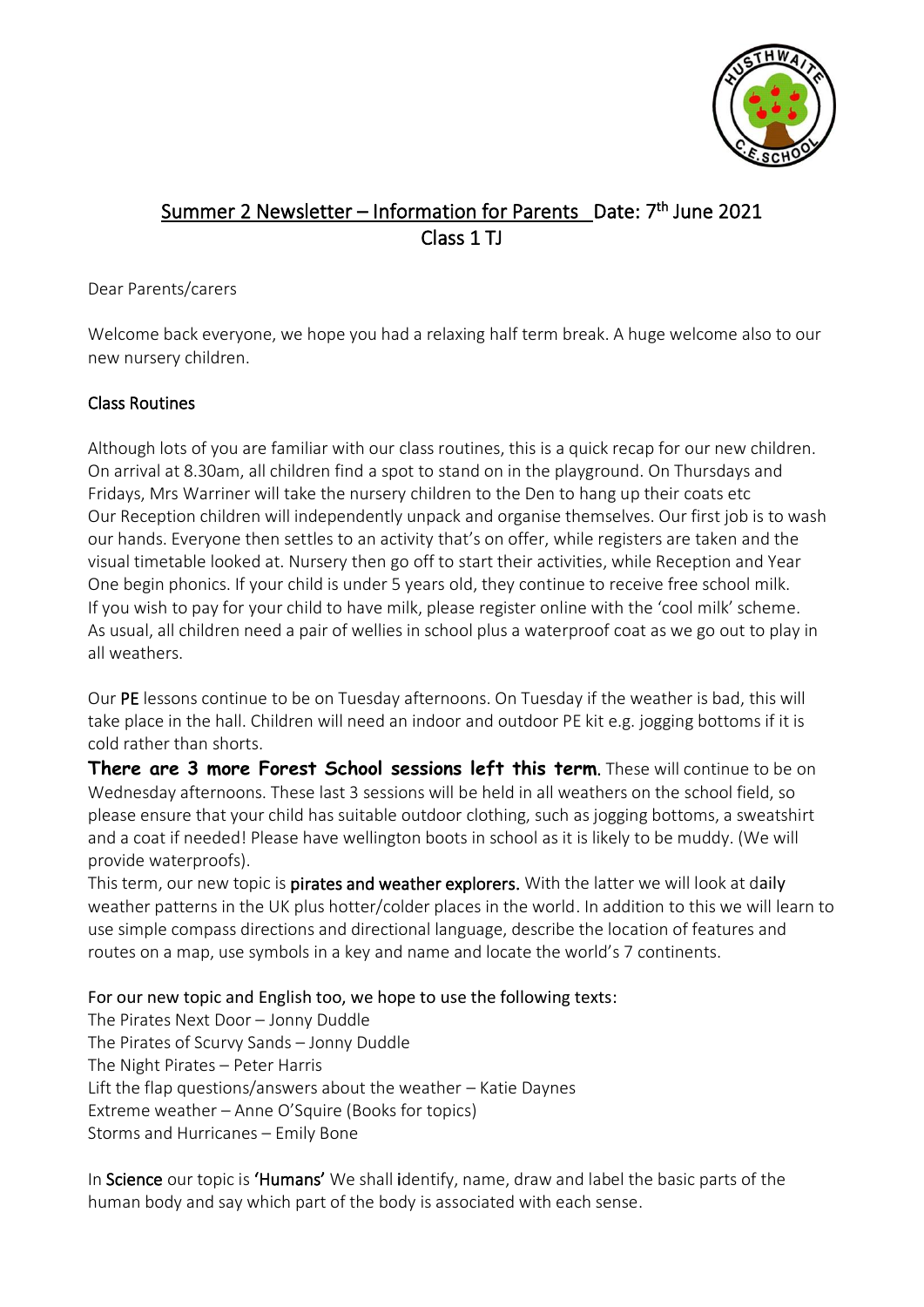# Summary 2 Newsletter – Information for Parents Date: 7th June 2021
## Class 1 TJ

Dear Parents/carers

Welcome back everyone, we hope you had a relaxing half term break. A huge welcome also to our new nursery children.

### Class Routines

Although lots of you are familiar with our class routines, this is a quick recap for our new children. On arrival at 8.30am, all children find a spot to stand on in the playground. On Thursdays and Fridays, Mrs Warriner will take the nursery children to the Den to hang up their coats etc
Our Reception children will independently unpack and organise themselves. Our first job is to wash our hands. Everyone then settles to an activity that's on offer, while registers are taken and the visual timetable looked at. Nursery then go off to start their activities, while Reception and Year One begin phonics. If your child is under 5 years old, they continue to receive free school milk. If you wish to pay for your child to have milk, please register online with the 'cool milk' scheme. As usual, all children need a pair of wellies in school plus a waterproof coat as we go out to play in all weathers.

Our PE lessons continue to be on Tuesday afternoons. On Tuesday if the weather is bad, this will take place in the hall. Children will need an indoor and outdoor PE kit e.g. jogging bottoms if it is cold rather than shorts.

**There are 3 more Forest School sessions left this term.** These will continue to be on Wednesday afternoons. These last 3 sessions will be held in all weathers on the school field, so please ensure that your child has suitable outdoor clothing, such as jogging bottoms, a sweatshirt and a coat if needed! Please have wellington boots in school as it is likely to be muddy. (We will provide waterproofs).

This term, our new topic is pirates and weather explorers. With the latter we will look at daily weather patterns in the UK plus hotter/colder places in the world. In addition to this we will learn to use simple compass directions and directional language, describe the location of features and routes on a map, use symbols in a key and name and locate the world's 7 continents.

For our new topic and English too, we hope to use the following texts:
The Pirates Next Door – Jonny Duddle
The Pirates of Scurvy Sands – Jonny Duddle
The Night Pirates – Peter Harris
Lift the flap questions/answers about the weather – Katie Daynes
Extreme weather – Anne O'Squire (Books for topics)
Storms and Hurricanes – Emily Bone

In Science our topic is 'Humans' We shall identify, name, draw and label the basic parts of the human body and say which part of the body is associated with each sense.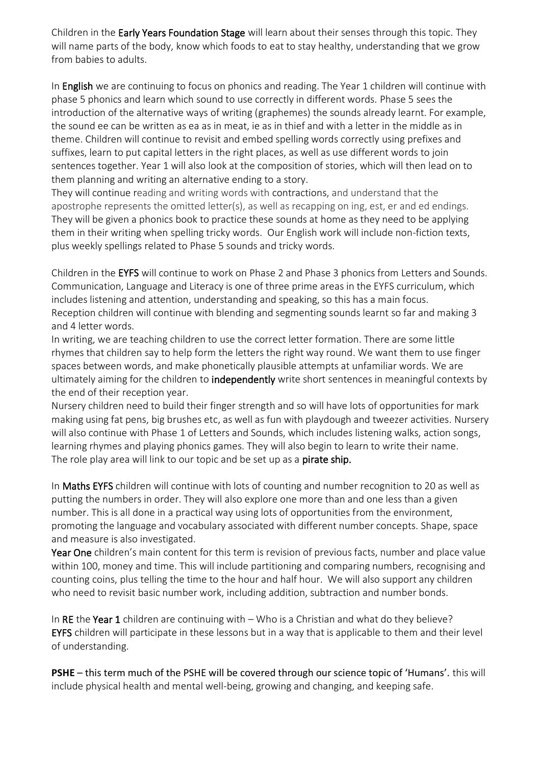Children in the **Early Years Foundation Stage** will learn about their senses through this topic. They will name parts of the body, know which foods to eat to stay healthy, understanding that we grow from babies to adults.

In **English** we are continuing to focus on phonics and reading. The Year 1 children will continue with phase 5 phonics and learn which sound to use correctly in different words. Phase 5 sees the introduction of the alternative ways of writing (graphemes) the sounds already learnt. For example, the sound ee can be written as ea as in meat, ie as in thief and with a letter in the middle as in theme. Children will continue to revisit and embed spelling words correctly using prefixes and suffixes, learn to put capital letters in the right places, as well as use different words to join sentences together. Year 1 will also look at the composition of stories, which will then lead on to them planning and writing an alternative ending to a story.
They will continue reading and writing words with contractions, and understand that the apostrophe represents the omitted letter(s), as well as recapping on ing, est, er and ed endings. They will be given a phonics book to practice these sounds at home as they need to be applying them in their writing when spelling tricky words. Our English work will include non-fiction texts, plus weekly spellings related to Phase 5 sounds and tricky words.

Children in the **EYFS** will continue to work on Phase 2 and Phase 3 phonics from Letters and Sounds. Communication, Language and Literacy is one of three prime areas in the EYFS curriculum, which includes listening and attention, understanding and speaking, so this has a main focus.
Reception children will continue with blending and segmenting sounds learnt so far and making 3 and 4 letter words.
In writing, we are teaching children to use the correct letter formation. There are some little rhymes that children say to help form the letters the right way round. We want them to use finger spaces between words, and make phonetically plausible attempts at unfamiliar words. We are ultimately aiming for the children to **independently** write short sentences in meaningful contexts by the end of their reception year.
Nursery children need to build their finger strength and so will have lots of opportunities for mark making using fat pens, big brushes etc, as well as fun with playdough and tweezer activities. Nursery will also continue with Phase 1 of Letters and Sounds, which includes listening walks, action songs, learning rhymes and playing phonics games. They will also begin to learn to write their name.
The role play area will link to our topic and be set up as a **pirate ship.**

In **Maths EYFS** children will continue with lots of counting and number recognition to 20 as well as putting the numbers in order. They will also explore one more than and one less than a given number. This is all done in a practical way using lots of opportunities from the environment, promoting the language and vocabulary associated with different number concepts. Shape, space and measure is also investigated.
**Year One** children's main content for this term is revision of previous facts, number and place value within 100, money and time. This will include partitioning and comparing numbers, recognising and counting coins, plus telling the time to the hour and half hour. We will also support any children who need to revisit basic number work, including addition, subtraction and number bonds.

In **RE** the **Year 1** children are continuing with – Who is a Christian and what do they believe? **EYFS** children will participate in these lessons but in a way that is applicable to them and their level of understanding.

**PSHE** – **this term much of the PSHE will be covered through our science topic of 'Humans'.** this will include physical health and mental well-being, growing and changing, and keeping safe.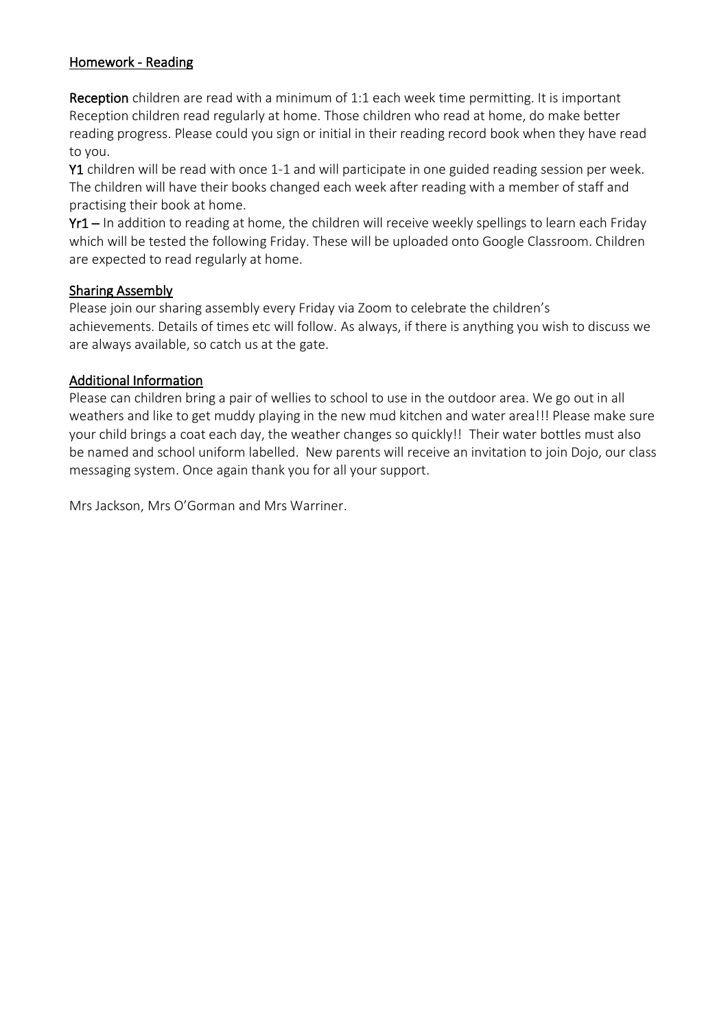## Homework - Reading

**Reception** children are read with a minimum of 1:1 each week time permitting. It is important Reception children read regularly at home. Those children who read at home, do make better reading progress. Please could you sign or initial in their reading record book when they have read to you.

**Y1** children will be read with once 1-1 and will participate in one guided reading session per week. The children will have their books changed each week after reading with a member of staff and practising their book at home.

**Yr1 –** In addition to reading at home, the children will receive weekly spellings to learn each Friday which will be tested the following Friday. These will be uploaded onto Google Classroom. Children are expected to read regularly at home.

## Sharing Assembly

Please join our sharing assembly every Friday via Zoom to celebrate the children's achievements. Details of times etc will follow. As always, if there is anything you wish to discuss we are always available, so catch us at the gate.

## Additional Information

Please can children bring a pair of wellies to school to use in the outdoor area. We go out in all weathers and like to get muddy playing in the new mud kitchen and water area!!! Please make sure your child brings a coat each day, the weather changes so quickly!! Their water bottles must also be named and school uniform labelled. New parents will receive an invitation to join Dojo, our class messaging system. Once again thank you for all your support.

Mrs Jackson, Mrs O'Gorman and Mrs Warriner.